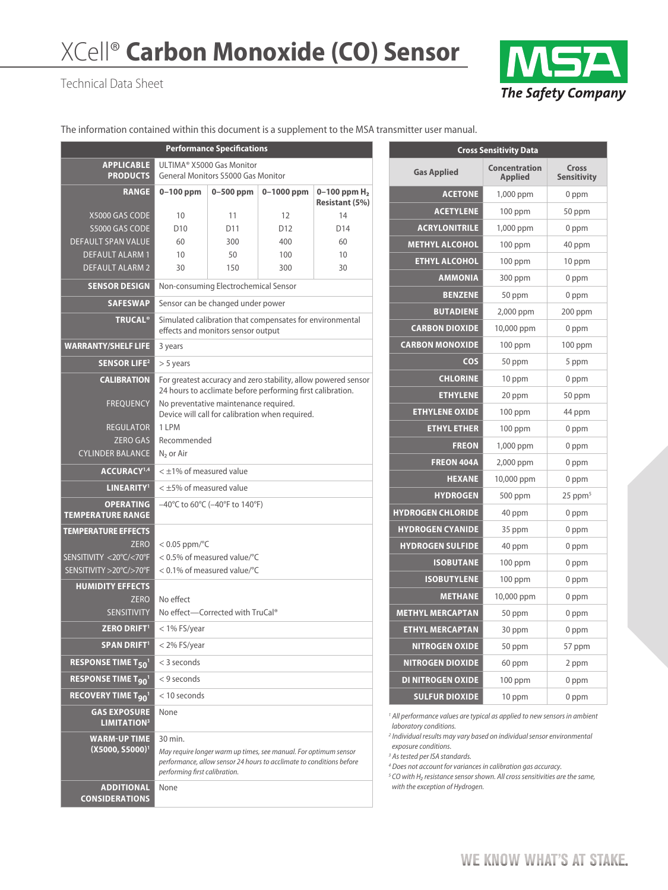# XCell® **Carbon Monoxide (CO) Sensor**

Technical Data Sheet

The information contained within this document is a supplement to the MSA transmitter user manual.

| Performance Specifications | | | | |
|---|---|---|---|---|
| **APPLICABLE PRODUCTS** | ULTIMA® X5000 Gas Monitor<br>General Monitors S5000 Gas Monitor | | | |
| **RANGE** | **0–100 ppm** | **0–500 ppm** | **0–1000 ppm** | **0–100 ppm $H_2$ Resistant (5%)** |
| X5000 GAS CODE | 10 | 11 | 12 | 14 |
| S5000 GAS CODE | D10 | D11 | D12 | D14 |
| DEFAULT SPAN VALUE | 60 | 300 | 400 | 60 |
| DEFAULT ALARM 1 | 10 | 50 | 100 | 10 |
| DEFAULT ALARM 2 | 30 | 150 | 300 | 30 |
| **SENSOR DESIGN** | Non-consuming Electrochemical Sensor | | | |
| **SAFESWAP** | Sensor can be changed under power | | | |
| **TRUCAL®** | Simulated calibration that compensates for environmental effects and monitors sensor output | | | |
| **WARRANTY/SHELF LIFE** | 3 years | | | |
| **SENSOR LIFE[2]** | > 5 years | | | |
| **CALIBRATION** | For greatest accuracy and zero stability, allow powered sensor 24 hours to acclimate before performing first calibration. | | | |
| FREQUENCY | No preventative maintenance required.<br>Device will call for calibration when required. | | | |
| REGULATOR | 1 LPM | | | |
| ZERO GAS | Recommended | | | |
| CYLINDER BALANCE | $N_2$ or Air | | | |
| **ACCURACY[1,4]** | < ±1% of measured value | | | |
| **LINEARITY[1]** | < ±5% of measured value | | | |
| **OPERATING TEMPERATURE RANGE** | –40°C to 60°C (–40°F to 140°F) | | | |
| **TEMPERATURE EFFECTS** | | | | |
| ZERO | < 0.05 ppm/°C | | | |
| SENSITIVITY <20°C/<70°F | < 0.5% of measured value/°C | | | |
| SENSITIVITY >20°C/>70°F | < 0.1% of measured value/°C | | | |
| **HUMIDITY EFFECTS** | | | | |
| ZERO | No effect | | | |
| SENSITIVITY | No effect—Corrected with TruCal® | | | |
| **ZERO DRIFT[1]** | < 1% FS/year | | | |
| **SPAN DRIFT[1]** | < 2% FS/year | | | |
| **RESPONSE TIME $T_{50}$[1]** | < 3 seconds | | | |
| **RESPONSE TIME $T_{90}$[1]** | < 9 seconds | | | |
| **RECOVERY TIME $T_{90}$[1]** | < 10 seconds | | | |
| **GAS EXPOSURE LIMITATION[3]** | None | | | |
| **WARM-UP TIME (X5000, S5000)[1]** | 30 min.<br>*May require longer warm up times, see manual. For optimum sensor performance, allow sensor 24 hours to acclimate to conditions before performing first calibration.* | | | |
| **ADDITIONAL CONSIDERATIONS** | None | | | |

| Cross Sensitivity Data | | |
|---|---|---|
| **Gas Applied** | **Concentration Applied** | **Cross Sensitivity** |
| **ACETONE** | 1,000 ppm | 0 ppm |
| **ACETYLENE** | 100 ppm | 50 ppm |
| **ACRYLONITRILE** | 1,000 ppm | 0 ppm |
| **METHYL ALCOHOL** | 100 ppm | 40 ppm |
| **ETHYL ALCOHOL** | 100 ppm | 10 ppm |
| **AMMONIA** | 300 ppm | 0 ppm |
| **BENZENE** | 50 ppm | 0 ppm |
| **BUTADIENE** | 2,000 ppm | 200 ppm |
| **CARBON DIOXIDE** | 10,000 ppm | 0 ppm |
| **CARBON MONOXIDE** | 100 ppm | 100 ppm |
| **COS** | 50 ppm | 5 ppm |
| **CHLORINE** | 10 ppm | 0 ppm |
| **ETHYLENE** | 20 ppm | 50 ppm |
| **ETHYLENE OXIDE** | 100 ppm | 44 ppm |
| **ETHYL ETHER** | 100 ppm | 0 ppm |
| **FREON** | 1,000 ppm | 0 ppm |
| **FREON 404A** | 2,000 ppm | 0 ppm |
| **HEXANE** | 10,000 ppm | 0 ppm |
| **HYDROGEN** | 500 ppm | 25 ppm[5] |
| **HYDROGEN CHLORIDE** | 40 ppm | 0 ppm |
| **HYDROGEN CYANIDE** | 35 ppm | 0 ppm |
| **HYDROGEN SULFIDE** | 40 ppm | 0 ppm |
| **ISOBUTANE** | 100 ppm | 0 ppm |
| **ISOBUTYLENE** | 100 ppm | 0 ppm |
| **METHANE** | 10,000 ppm | 0 ppm |
| **METHYL MERCAPTAN** | 50 ppm | 0 ppm |
| **ETHYL MERCAPTAN** | 30 ppm | 0 ppm |
| **NITROGEN OXIDE** | 50 ppm | 57 ppm |
| **NITROGEN DIOXIDE** | 60 ppm | 2 ppm |
| **DI NITROGEN OXIDE** | 100 ppm | 0 ppm |
| **SULFUR DIOXIDE** | 10 ppm | 0 ppm |

*[1] All performance values are typical as applied to new sensors in ambient laboratory conditions.*
*[2] Individual results may vary based on individual sensor environmental exposure conditions.*
*[3] As tested per ISA standards.*
*[4] Does not account for variances in calibration gas accuracy.*
*[5] CO with $H_2$ resistance sensor shown. All cross sensitivities are the same, with the exception of Hydrogen.*

WE KNOW WHAT'S AT STAKE.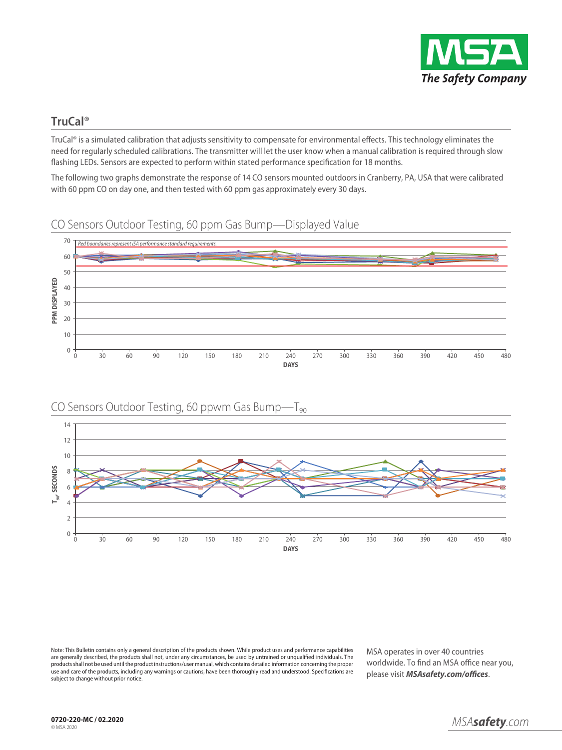## TruCal®

TruCal® is a simulated calibration that adjusts sensitivity to compensate for environmental effects. This technology eliminates the need for regularly scheduled calibrations. The transmitter will let the user know when a manual calibration is required through slow flashing LEDs. Sensors are expected to perform within stated performance specification for 18 months.

The following two graphs demonstrate the response of 14 CO sensors mounted outdoors in Cranberry, PA, USA that were calibrated with 60 ppm CO on day one, and then tested with 60 ppm gas approximately every 30 days.

### CO Sensors Outdoor Testing, 60 ppm Gas Bump—Displayed Value

*Red boundaries represent ISA performance standard requirements.*

PPM DISPLAYED

0
10
20
30
40
50
60
70

DAYS

0 30 60 90 120 150 180 210 240 270 300 330 360 390 420 450 480

### CO Sensors Outdoor Testing, 60 ppwm Gas Bump—$T_{90}$

$T_{90}$, SECONDS

0
2
4
6
8
10
12
14

DAYS

0 30 60 90 120 150 180 210 240 270 300 330 360 390 420 450 480

Note: This Bulletin contains only a general description of the products shown. While product uses and performance capabilities are generally described, the products shall not, under any circumstances, be used by untrained or unqualified individuals. The products shall not be used until the product instructions/user manual, which contains detailed information concerning the proper use and care of the products, including any warnings or cautions, have been thoroughly read and understood. Specifications are subject to change without prior notice.

MSA operates in over 40 countries worldwide. To find an MSA office near you, please visit ***MSAsafety.com/offices***.

**0720-220-MC / 02.2020**
© MSA 2020